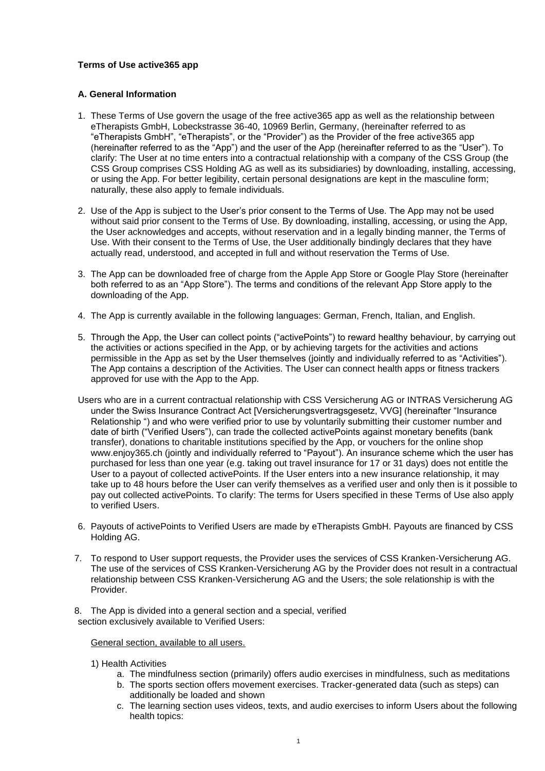**Terms of Use active365 app**

**A. General Information**

1. These Terms of Use govern the usage of the free active365 app as well as the relationship between eTherapists GmbH, Lobeckstrasse 36-40, 10969 Berlin, Germany, (hereinafter referred to as "eTherapists GmbH", "eTherapists", or the "Provider") as the Provider of the free active365 app (hereinafter referred to as the "App") and the user of the App (hereinafter referred to as the "User"). To clarify: The User at no time enters into a contractual relationship with a company of the CSS Group (the CSS Group comprises CSS Holding AG as well as its subsidiaries) by downloading, installing, accessing, or using the App. For better legibility, certain personal designations are kept in the masculine form; naturally, these also apply to female individuals.

2. Use of the App is subject to the User's prior consent to the Terms of Use. The App may not be used without said prior consent to the Terms of Use. By downloading, installing, accessing, or using the App, the User acknowledges and accepts, without reservation and in a legally binding manner, the Terms of Use. With their consent to the Terms of Use, the User additionally bindingly declares that they have actually read, understood, and accepted in full and without reservation the Terms of Use.

3. The App can be downloaded free of charge from the Apple App Store or Google Play Store (hereinafter both referred to as an "App Store"). The terms and conditions of the relevant App Store apply to the downloading of the App.

4. The App is currently available in the following languages: German, French, Italian, and English.

5. Through the App, the User can collect points ("activePoints") to reward healthy behaviour, by carrying out the activities or actions specified in the App, or by achieving targets for the activities and actions permissible in the App as set by the User themselves (jointly and individually referred to as "Activities"). The App contains a description of the Activities. The User can connect health apps or fitness trackers approved for use with the App to the App.

Users who are in a current contractual relationship with CSS Versicherung AG or INTRAS Versicherung AG under the Swiss Insurance Contract Act [Versicherungsvertragsgesetz, VVG] (hereinafter "Insurance Relationship ") and who were verified prior to use by voluntarily submitting their customer number and date of birth ("Verified Users"), can trade the collected activePoints against monetary benefits (bank transfer), donations to charitable institutions specified by the App, or vouchers for the online shop www.enjoy365.ch (jointly and individually referred to "Payout"). An insurance scheme which the user has purchased for less than one year (e.g. taking out travel insurance for 17 or 31 days) does not entitle the User to a payout of collected activePoints. If the User enters into a new insurance relationship, it may take up to 48 hours before the User can verify themselves as a verified user and only then is it possible to pay out collected activePoints. To clarify: The terms for Users specified in these Terms of Use also apply to verified Users.

6. Payouts of activePoints to Verified Users are made by eTherapists GmbH. Payouts are financed by CSS Holding AG.

7. To respond to User support requests, the Provider uses the services of CSS Kranken-Versicherung AG. The use of the services of CSS Kranken-Versicherung AG by the Provider does not result in a contractual relationship between CSS Kranken-Versicherung AG and the Users; the sole relationship is with the Provider.

8. The App is divided into a general section and a special, verified section exclusively available to Verified Users:

General section, available to all users.

1) Health Activities
   a. The mindfulness section (primarily) offers audio exercises in mindfulness, such as meditations
   b. The sports section offers movement exercises. Tracker-generated data (such as steps) can additionally be loaded and shown
   c. The learning section uses videos, texts, and audio exercises to inform Users about the following health topics: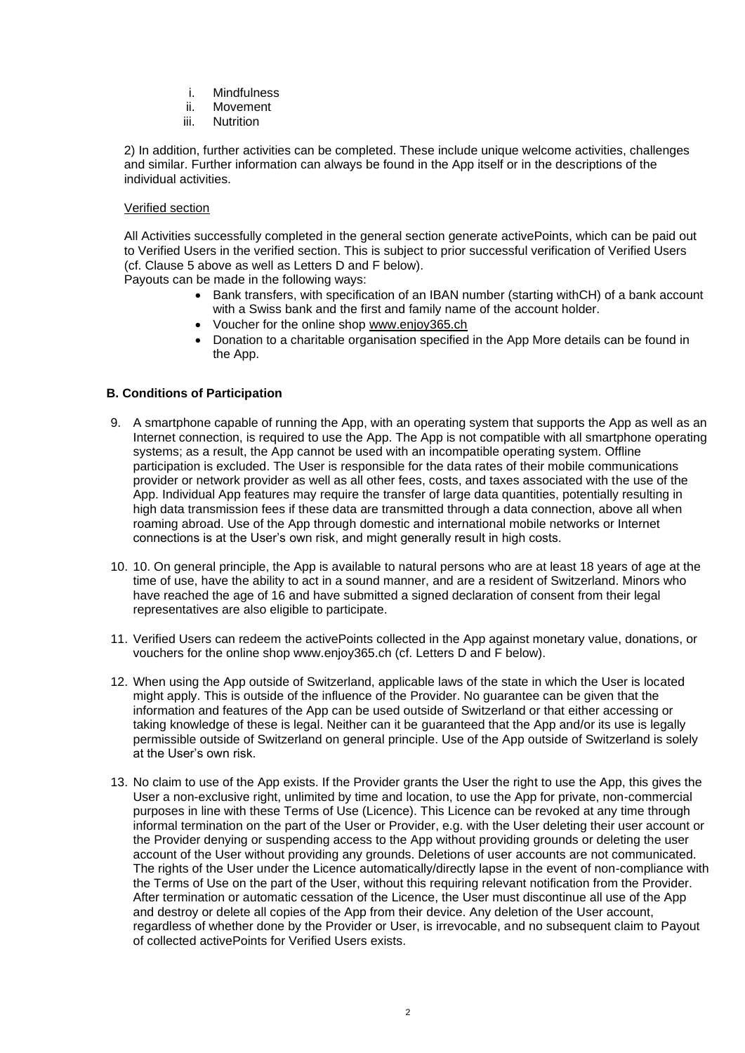i. Mindfulness
ii. Movement
iii. Nutrition

2) In addition, further activities can be completed. These include unique welcome activities, challenges and similar. Further information can always be found in the App itself or in the descriptions of the individual activities.

Verified section

All Activities successfully completed in the general section generate activePoints, which can be paid out to Verified Users in the verified section. This is subject to prior successful verification of Verified Users (cf. Clause 5 above as well as Letters D and F below).
Payouts can be made in the following ways:

- Bank transfers, with specification of an IBAN number (starting withCH) of a bank account with a Swiss bank and the first and family name of the account holder.
- Voucher for the online shop www.enjoy365.ch
- Donation to a charitable organisation specified in the App More details can be found in the App.

**B. Conditions of Participation**

9. A smartphone capable of running the App, with an operating system that supports the App as well as an Internet connection, is required to use the App. The App is not compatible with all smartphone operating systems; as a result, the App cannot be used with an incompatible operating system. Offline participation is excluded. The User is responsible for the data rates of their mobile communications provider or network provider as well as all other fees, costs, and taxes associated with the use of the App. Individual App features may require the transfer of large data quantities, potentially resulting in high data transmission fees if these data are transmitted through a data connection, above all when roaming abroad. Use of the App through domestic and international mobile networks or Internet connections is at the User's own risk, and might generally result in high costs.

10. 10. On general principle, the App is available to natural persons who are at least 18 years of age at the time of use, have the ability to act in a sound manner, and are a resident of Switzerland. Minors who have reached the age of 16 and have submitted a signed declaration of consent from their legal representatives are also eligible to participate.

11. Verified Users can redeem the activePoints collected in the App against monetary value, donations, or vouchers for the online shop www.enjoy365.ch (cf. Letters D and F below).

12. When using the App outside of Switzerland, applicable laws of the state in which the User is located might apply. This is outside of the influence of the Provider. No guarantee can be given that the information and features of the App can be used outside of Switzerland or that either accessing or taking knowledge of these is legal. Neither can it be guaranteed that the App and/or its use is legally permissible outside of Switzerland on general principle. Use of the App outside of Switzerland is solely at the User's own risk.

13. No claim to use of the App exists. If the Provider grants the User the right to use the App, this gives the User a non-exclusive right, unlimited by time and location, to use the App for private, non-commercial purposes in line with these Terms of Use (Licence). This Licence can be revoked at any time through informal termination on the part of the User or Provider, e.g. with the User deleting their user account or the Provider denying or suspending access to the App without providing grounds or deleting the user account of the User without providing any grounds. Deletions of user accounts are not communicated. The rights of the User under the Licence automatically/directly lapse in the event of non-compliance with the Terms of Use on the part of the User, without this requiring relevant notification from the Provider. After termination or automatic cessation of the Licence, the User must discontinue all use of the App and destroy or delete all copies of the App from their device. Any deletion of the User account, regardless of whether done by the Provider or User, is irrevocable, and no subsequent claim to Payout of collected activePoints for Verified Users exists.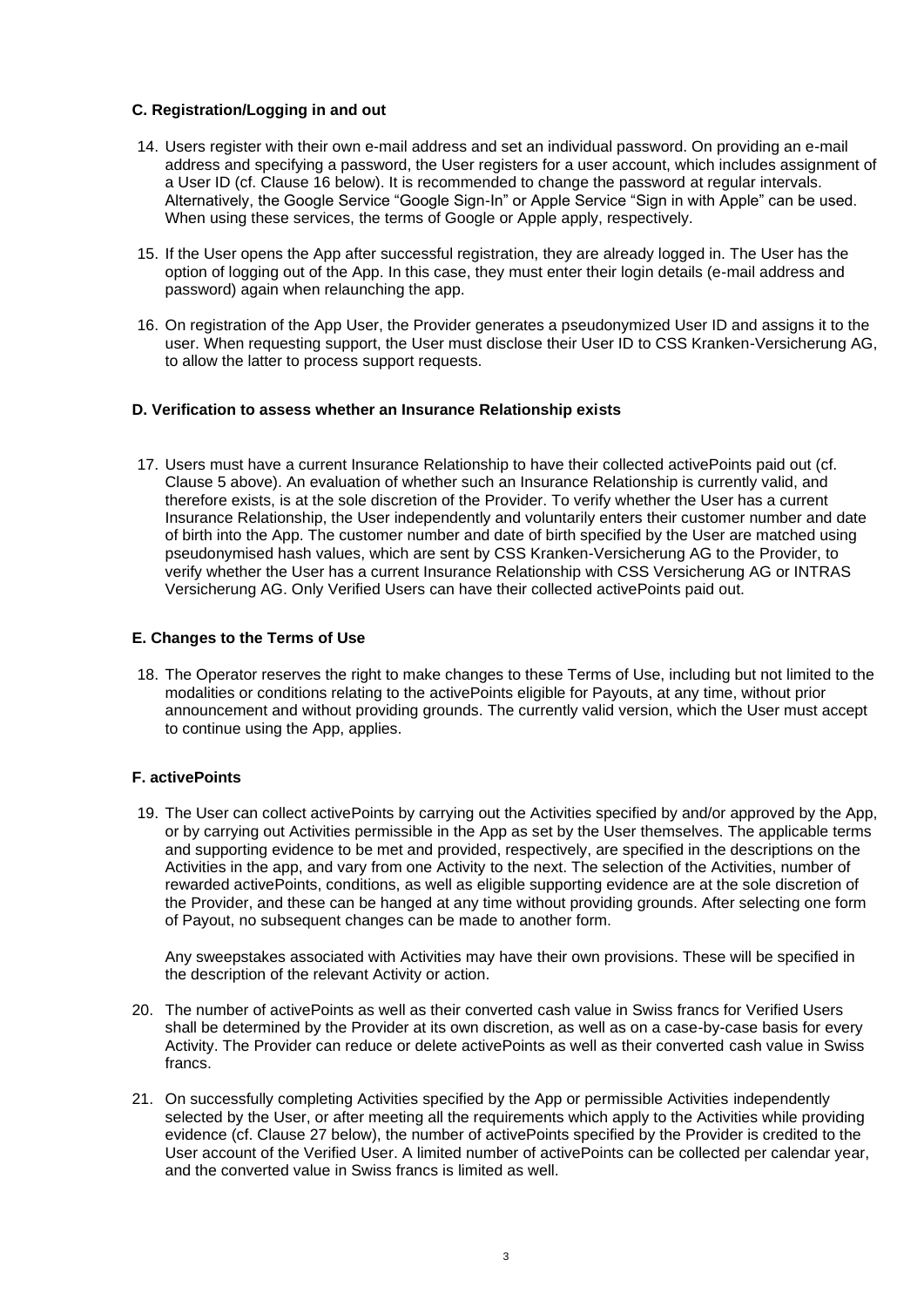### C. Registration/Logging in and out

14. Users register with their own e-mail address and set an individual password. On providing an e-mail address and specifying a password, the User registers for a user account, which includes assignment of a User ID (cf. Clause 16 below). It is recommended to change the password at regular intervals. Alternatively, the Google Service "Google Sign-In" or Apple Service "Sign in with Apple" can be used. When using these services, the terms of Google or Apple apply, respectively.

15. If the User opens the App after successful registration, they are already logged in. The User has the option of logging out of the App. In this case, they must enter their login details (e-mail address and password) again when relaunching the app.

16. On registration of the App User, the Provider generates a pseudonymized User ID and assigns it to the user. When requesting support, the User must disclose their User ID to CSS Kranken-Versicherung AG, to allow the latter to process support requests.

### D. Verification to assess whether an Insurance Relationship exists

17. Users must have a current Insurance Relationship to have their collected activePoints paid out (cf. Clause 5 above). An evaluation of whether such an Insurance Relationship is currently valid, and therefore exists, is at the sole discretion of the Provider. To verify whether the User has a current Insurance Relationship, the User independently and voluntarily enters their customer number and date of birth into the App. The customer number and date of birth specified by the User are matched using pseudonymised hash values, which are sent by CSS Kranken-Versicherung AG to the Provider, to verify whether the User has a current Insurance Relationship with CSS Versicherung AG or INTRAS Versicherung AG. Only Verified Users can have their collected activePoints paid out.

### E. Changes to the Terms of Use

18. The Operator reserves the right to make changes to these Terms of Use, including but not limited to the modalities or conditions relating to the activePoints eligible for Payouts, at any time, without prior announcement and without providing grounds. The currently valid version, which the User must accept to continue using the App, applies.

### F. activePoints

19. The User can collect activePoints by carrying out the Activities specified by and/or approved by the App, or by carrying out Activities permissible in the App as set by the User themselves. The applicable terms and supporting evidence to be met and provided, respectively, are specified in the descriptions on the Activities in the app, and vary from one Activity to the next. The selection of the Activities, number of rewarded activePoints, conditions, as well as eligible supporting evidence are at the sole discretion of the Provider, and these can be hanged at any time without providing grounds. After selecting one form of Payout, no subsequent changes can be made to another form.

    Any sweepstakes associated with Activities may have their own provisions. These will be specified in the description of the relevant Activity or action.

20. The number of activePoints as well as their converted cash value in Swiss francs for Verified Users shall be determined by the Provider at its own discretion, as well as on a case-by-case basis for every Activity. The Provider can reduce or delete activePoints as well as their converted cash value in Swiss francs.

21. On successfully completing Activities specified by the App or permissible Activities independently selected by the User, or after meeting all the requirements which apply to the Activities while providing evidence (cf. Clause 27 below), the number of activePoints specified by the Provider is credited to the User account of the Verified User. A limited number of activePoints can be collected per calendar year, and the converted value in Swiss francs is limited as well.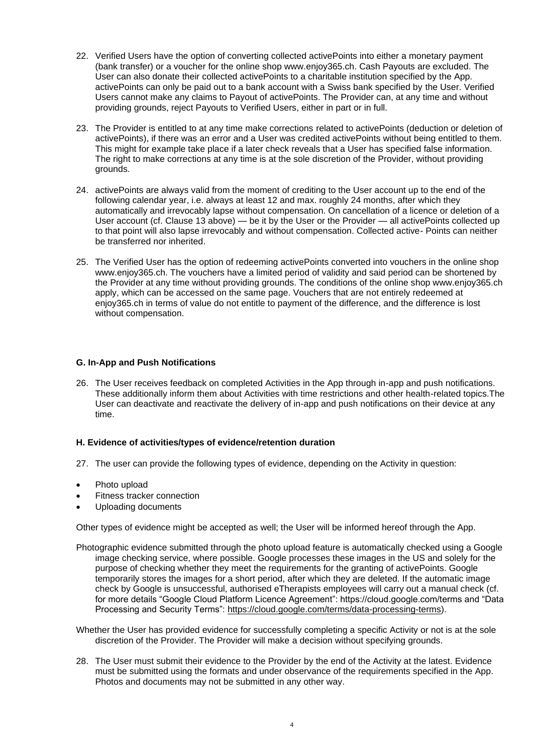22. Verified Users have the option of converting collected activePoints into either a monetary payment (bank transfer) or a voucher for the online shop www.enjoy365.ch. Cash Payouts are excluded. The User can also donate their collected activePoints to a charitable institution specified by the App. activePoints can only be paid out to a bank account with a Swiss bank specified by the User. Verified Users cannot make any claims to Payout of activePoints. The Provider can, at any time and without providing grounds, reject Payouts to Verified Users, either in part or in full.

23. The Provider is entitled to at any time make corrections related to activePoints (deduction or deletion of activePoints), if there was an error and a User was credited activePoints without being entitled to them. This might for example take place if a later check reveals that a User has specified false information. The right to make corrections at any time is at the sole discretion of the Provider, without providing grounds.

24. activePoints are always valid from the moment of crediting to the User account up to the end of the following calendar year, i.e. always at least 12 and max. roughly 24 months, after which they automatically and irrevocably lapse without compensation. On cancellation of a licence or deletion of a User account (cf. Clause 13 above) — be it by the User or the Provider — all activePoints collected up to that point will also lapse irrevocably and without compensation. Collected active- Points can neither be transferred nor inherited.

25. The Verified User has the option of redeeming activePoints converted into vouchers in the online shop www.enjoy365.ch. The vouchers have a limited period of validity and said period can be shortened by the Provider at any time without providing grounds. The conditions of the online shop www.enjoy365.ch apply, which can be accessed on the same page. Vouchers that are not entirely redeemed at enjoy365.ch in terms of value do not entitle to payment of the difference, and the difference is lost without compensation.

### G. In-App and Push Notifications

26. The User receives feedback on completed Activities in the App through in-app and push notifications. These additionally inform them about Activities with time restrictions and other health-related topics.The User can deactivate and reactivate the delivery of in-app and push notifications on their device at any time.

### H. Evidence of activities/types of evidence/retention duration

27. The user can provide the following types of evidence, depending on the Activity in question:

- Photo upload
- Fitness tracker connection
- Uploading documents

Other types of evidence might be accepted as well; the User will be informed hereof through the App.

Photographic evidence submitted through the photo upload feature is automatically checked using a Google image checking service, where possible. Google processes these images in the US and solely for the purpose of checking whether they meet the requirements for the granting of activePoints. Google temporarily stores the images for a short period, after which they are deleted. If the automatic image check by Google is unsuccessful, authorised eTherapists employees will carry out a manual check (cf. for more details "Google Cloud Platform Licence Agreement": https://cloud.google.com/terms and "Data Processing and Security Terms": https://cloud.google.com/terms/data-processing-terms).

Whether the User has provided evidence for successfully completing a specific Activity or not is at the sole discretion of the Provider. The Provider will make a decision without specifying grounds.

28. The User must submit their evidence to the Provider by the end of the Activity at the latest. Evidence must be submitted using the formats and under observance of the requirements specified in the App. Photos and documents may not be submitted in any other way.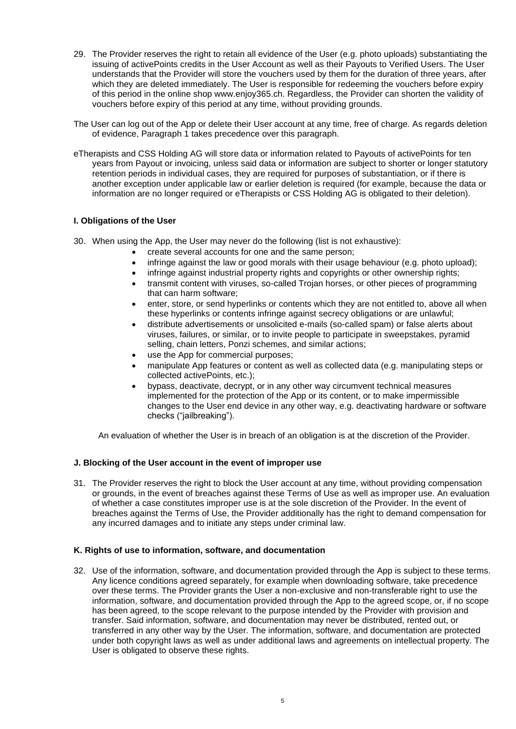29. The Provider reserves the right to retain all evidence of the User (e.g. photo uploads) substantiating the issuing of activePoints credits in the User Account as well as their Payouts to Verified Users. The User understands that the Provider will store the vouchers used by them for the duration of three years, after which they are deleted immediately. The User is responsible for redeeming the vouchers before expiry of this period in the online shop www.enjoy365.ch. Regardless, the Provider can shorten the validity of vouchers before expiry of this period at any time, without providing grounds.

The User can log out of the App or delete their User account at any time, free of charge. As regards deletion of evidence, Paragraph 1 takes precedence over this paragraph.

eTherapists and CSS Holding AG will store data or information related to Payouts of activePoints for ten years from Payout or invoicing, unless said data or information are subject to shorter or longer statutory retention periods in individual cases, they are required for purposes of substantiation, or if there is another exception under applicable law or earlier deletion is required (for example, because the data or information are no longer required or eTherapists or CSS Holding AG is obligated to their deletion).

### I. Obligations of the User

30. When using the App, the User may never do the following (list is not exhaustive):
    - create several accounts for one and the same person;
    - infringe against the law or good morals with their usage behaviour (e.g. photo upload);
    - infringe against industrial property rights and copyrights or other ownership rights;
    - transmit content with viruses, so-called Trojan horses, or other pieces of programming that can harm software;
    - enter, store, or send hyperlinks or contents which they are not entitled to, above all when these hyperlinks or contents infringe against secrecy obligations or are unlawful;
    - distribute advertisements or unsolicited e-mails (so-called spam) or false alerts about viruses, failures, or similar, or to invite people to participate in sweepstakes, pyramid selling, chain letters, Ponzi schemes, and similar actions;
    - use the App for commercial purposes;
    - manipulate App features or content as well as collected data (e.g. manipulating steps or collected activePoints, etc.);
    - bypass, deactivate, decrypt, or in any other way circumvent technical measures implemented for the protection of the App or its content, or to make impermissible changes to the User end device in any other way, e.g. deactivating hardware or software checks ("jailbreaking").

    An evaluation of whether the User is in breach of an obligation is at the discretion of the Provider.

### J. Blocking of the User account in the event of improper use

31. The Provider reserves the right to block the User account at any time, without providing compensation or grounds, in the event of breaches against these Terms of Use as well as improper use. An evaluation of whether a case constitutes improper use is at the sole discretion of the Provider. In the event of breaches against the Terms of Use, the Provider additionally has the right to demand compensation for any incurred damages and to initiate any steps under criminal law.

### K. Rights of use to information, software, and documentation

32. Use of the information, software, and documentation provided through the App is subject to these terms. Any licence conditions agreed separately, for example when downloading software, take precedence over these terms. The Provider grants the User a non-exclusive and non-transferable right to use the information, software, and documentation provided through the App to the agreed scope, or, if no scope has been agreed, to the scope relevant to the purpose intended by the Provider with provision and transfer. Said information, software, and documentation may never be distributed, rented out, or transferred in any other way by the User. The information, software, and documentation are protected under both copyright laws as well as under additional laws and agreements on intellectual property. The User is obligated to observe these rights.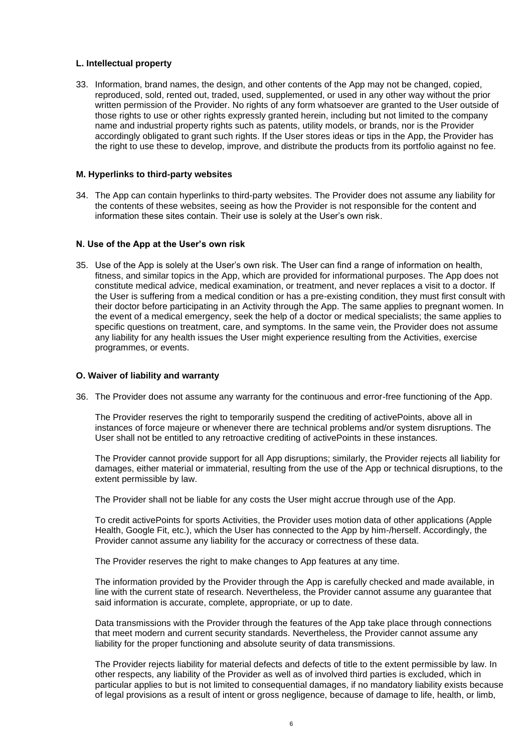### L. Intellectual property

33. Information, brand names, the design, and other contents of the App may not be changed, copied, reproduced, sold, rented out, traded, used, supplemented, or used in any other way without the prior written permission of the Provider. No rights of any form whatsoever are granted to the User outside of those rights to use or other rights expressly granted herein, including but not limited to the company name and industrial property rights such as patents, utility models, or brands, nor is the Provider accordingly obligated to grant such rights. If the User stores ideas or tips in the App, the Provider has the right to use these to develop, improve, and distribute the products from its portfolio against no fee.

### M. Hyperlinks to third-party websites

34. The App can contain hyperlinks to third-party websites. The Provider does not assume any liability for the contents of these websites, seeing as how the Provider is not responsible for the content and information these sites contain. Their use is solely at the User's own risk.

### N. Use of the App at the User's own risk

35. Use of the App is solely at the User's own risk. The User can find a range of information on health, fitness, and similar topics in the App, which are provided for informational purposes. The App does not constitute medical advice, medical examination, or treatment, and never replaces a visit to a doctor. If the User is suffering from a medical condition or has a pre-existing condition, they must first consult with their doctor before participating in an Activity through the App. The same applies to pregnant women. In the event of a medical emergency, seek the help of a doctor or medical specialists; the same applies to specific questions on treatment, care, and symptoms. In the same vein, the Provider does not assume any liability for any health issues the User might experience resulting from the Activities, exercise programmes, or events.

### O. Waiver of liability and warranty

36. The Provider does not assume any warranty for the continuous and error-free functioning of the App.

    The Provider reserves the right to temporarily suspend the crediting of activePoints, above all in instances of force majeure or whenever there are technical problems and/or system disruptions. The User shall not be entitled to any retroactive crediting of activePoints in these instances.

    The Provider cannot provide support for all App disruptions; similarly, the Provider rejects all liability for damages, either material or immaterial, resulting from the use of the App or technical disruptions, to the extent permissible by law.

    The Provider shall not be liable for any costs the User might accrue through use of the App.

    To credit activePoints for sports Activities, the Provider uses motion data of other applications (Apple Health, Google Fit, etc.), which the User has connected to the App by him-/herself. Accordingly, the Provider cannot assume any liability for the accuracy or correctness of these data.

    The Provider reserves the right to make changes to App features at any time.

    The information provided by the Provider through the App is carefully checked and made available, in line with the current state of research. Nevertheless, the Provider cannot assume any guarantee that said information is accurate, complete, appropriate, or up to date.

    Data transmissions with the Provider through the features of the App take place through connections that meet modern and current security standards. Nevertheless, the Provider cannot assume any liability for the proper functioning and absolute seurity of data transmissions.

    The Provider rejects liability for material defects and defects of title to the extent permissible by law. In other respects, any liability of the Provider as well as of involved third parties is excluded, which in particular applies to but is not limited to consequential damages, if no mandatory liability exists because of legal provisions as a result of intent or gross negligence, because of damage to life, health, or limb,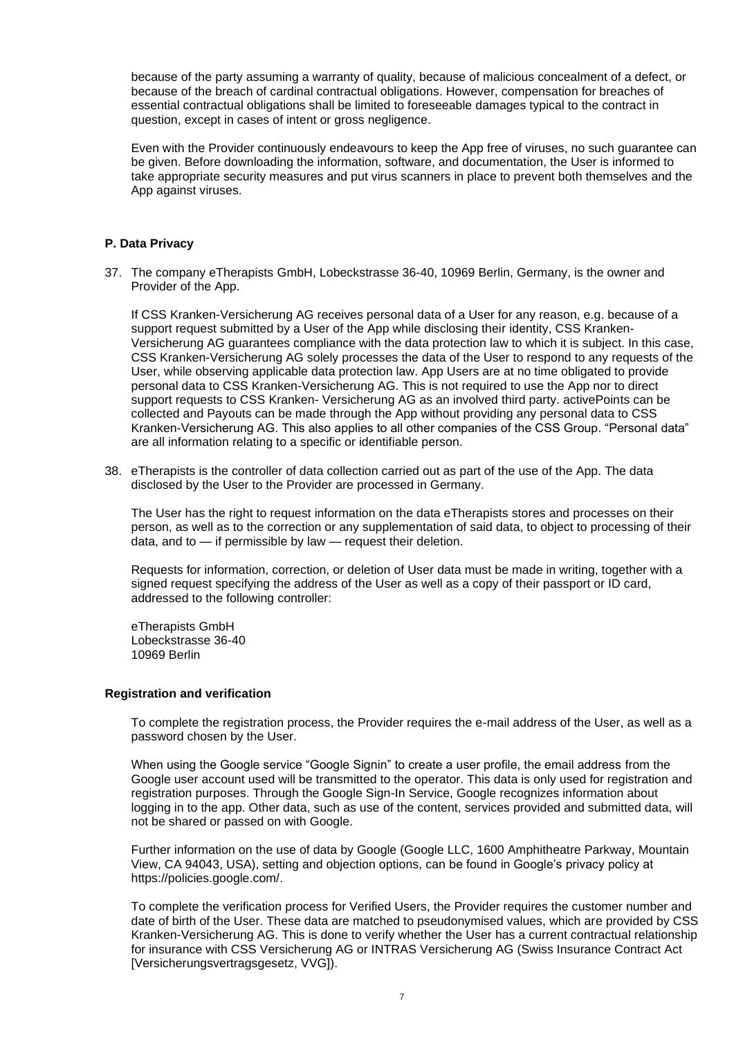because of the party assuming a warranty of quality, because of malicious concealment of a defect, or because of the breach of cardinal contractual obligations. However, compensation for breaches of essential contractual obligations shall be limited to foreseeable damages typical to the contract in question, except in cases of intent or gross negligence.

Even with the Provider continuously endeavours to keep the App free of viruses, no such guarantee can be given. Before downloading the information, software, and documentation, the User is informed to take appropriate security measures and put virus scanners in place to prevent both themselves and the App against viruses.

### P. Data Privacy

37. The company eTherapists GmbH, Lobeckstrasse 36-40, 10969 Berlin, Germany, is the owner and Provider of the App.

    If CSS Kranken-Versicherung AG receives personal data of a User for any reason, e.g. because of a support request submitted by a User of the App while disclosing their identity, CSS Kranken-Versicherung AG guarantees compliance with the data protection law to which it is subject. In this case, CSS Kranken-Versicherung AG solely processes the data of the User to respond to any requests of the User, while observing applicable data protection law. App Users are at no time obligated to provide personal data to CSS Kranken-Versicherung AG. This is not required to use the App nor to direct support requests to CSS Kranken- Versicherung AG as an involved third party. activePoints can be collected and Payouts can be made through the App without providing any personal data to CSS Kranken-Versicherung AG. This also applies to all other companies of the CSS Group. “Personal data” are all information relating to a specific or identifiable person.

38. eTherapists is the controller of data collection carried out as part of the use of the App. The data disclosed by the User to the Provider are processed in Germany.

    The User has the right to request information on the data eTherapists stores and processes on their person, as well as to the correction or any supplementation of said data, to object to processing of their data, and to — if permissible by law — request their deletion.

    Requests for information, correction, or deletion of User data must be made in writing, together with a signed request specifying the address of the User as well as a copy of their passport or ID card, addressed to the following controller:

    eTherapists GmbH
    Lobeckstrasse 36-40
    10969 Berlin

### Registration and verification

To complete the registration process, the Provider requires the e-mail address of the User, as well as a password chosen by the User.

When using the Google service “Google Signin” to create a user profile, the email address from the Google user account used will be transmitted to the operator. This data is only used for registration and registration purposes. Through the Google Sign-In Service, Google recognizes information about logging in to the app. Other data, such as use of the content, services provided and submitted data, will not be shared or passed on with Google.

Further information on the use of data by Google (Google LLC, 1600 Amphitheatre Parkway, Mountain View, CA 94043, USA), setting and objection options, can be found in Google’s privacy policy at https://policies.google.com/.

To complete the verification process for Verified Users, the Provider requires the customer number and date of birth of the User. These data are matched to pseudonymised values, which are provided by CSS Kranken-Versicherung AG. This is done to verify whether the User has a current contractual relationship for insurance with CSS Versicherung AG or INTRAS Versicherung AG (Swiss Insurance Contract Act [Versicherungsvertragsgesetz, VVG]).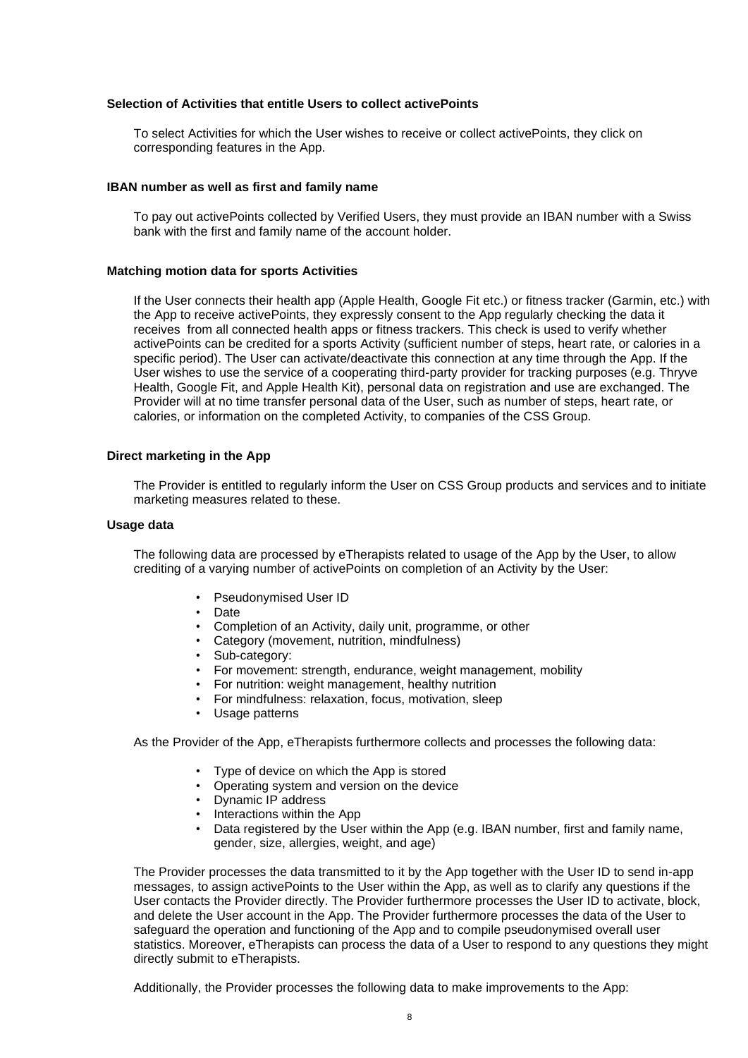**Selection of Activities that entitle Users to collect activePoints**

To select Activities for which the User wishes to receive or collect activePoints, they click on corresponding features in the App.

**IBAN number as well as first and family name**

To pay out activePoints collected by Verified Users, they must provide an IBAN number with a Swiss bank with the first and family name of the account holder.

**Matching motion data for sports Activities**

If the User connects their health app (Apple Health, Google Fit etc.) or fitness tracker (Garmin, etc.) with the App to receive activePoints, they expressly consent to the App regularly checking the data it receives from all connected health apps or fitness trackers. This check is used to verify whether activePoints can be credited for a sports Activity (sufficient number of steps, heart rate, or calories in a specific period). The User can activate/deactivate this connection at any time through the App. If the User wishes to use the service of a cooperating third-party provider for tracking purposes (e.g. Thryve Health, Google Fit, and Apple Health Kit), personal data on registration and use are exchanged. The Provider will at no time transfer personal data of the User, such as number of steps, heart rate, or calories, or information on the completed Activity, to companies of the CSS Group.

**Direct marketing in the App**

The Provider is entitled to regularly inform the User on CSS Group products and services and to initiate marketing measures related to these.

**Usage data**

The following data are processed by eTherapists related to usage of the App by the User, to allow crediting of a varying number of activePoints on completion of an Activity by the User:

- Pseudonymised User ID
- Date
- Completion of an Activity, daily unit, programme, or other
- Category (movement, nutrition, mindfulness)
- Sub-category:
- For movement: strength, endurance, weight management, mobility
- For nutrition: weight management, healthy nutrition
- For mindfulness: relaxation, focus, motivation, sleep
- Usage patterns

As the Provider of the App, eTherapists furthermore collects and processes the following data:

- Type of device on which the App is stored
- Operating system and version on the device
- Dynamic IP address
- Interactions within the App
- Data registered by the User within the App (e.g. IBAN number, first and family name, gender, size, allergies, weight, and age)

The Provider processes the data transmitted to it by the App together with the User ID to send in-app messages, to assign activePoints to the User within the App, as well as to clarify any questions if the User contacts the Provider directly. The Provider furthermore processes the User ID to activate, block, and delete the User account in the App. The Provider furthermore processes the data of the User to safeguard the operation and functioning of the App and to compile pseudonymised overall user statistics. Moreover, eTherapists can process the data of a User to respond to any questions they might directly submit to eTherapists.

Additionally, the Provider processes the following data to make improvements to the App: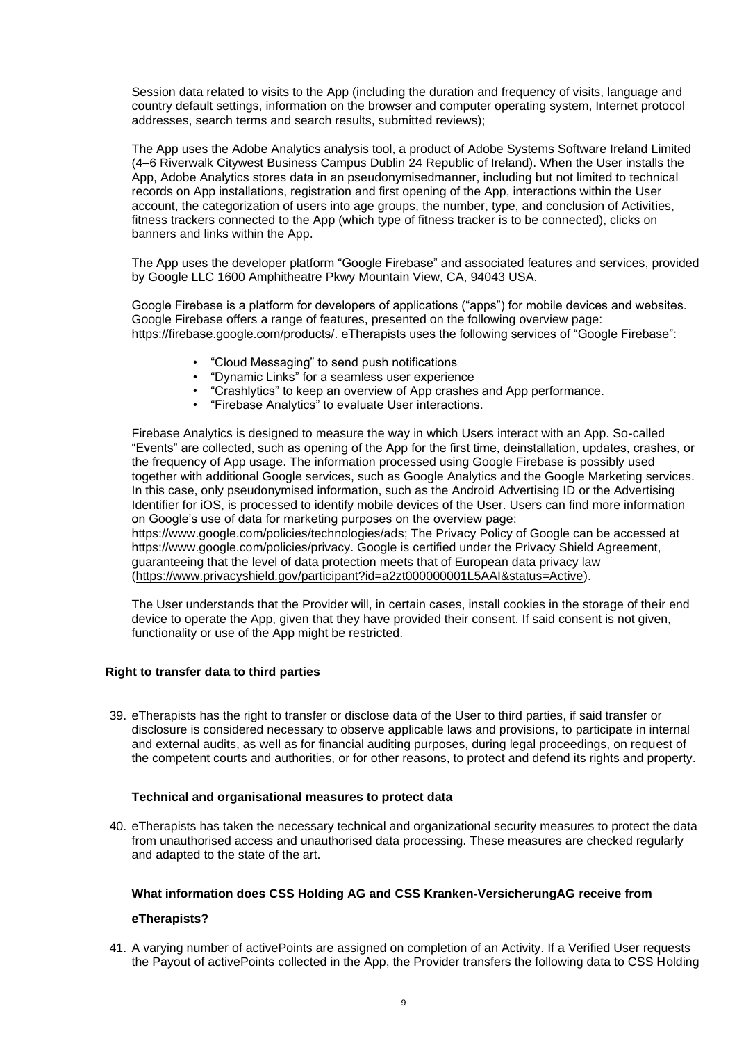Session data related to visits to the App (including the duration and frequency of visits, language and country default settings, information on the browser and computer operating system, Internet protocol addresses, search terms and search results, submitted reviews);

The App uses the Adobe Analytics analysis tool, a product of Adobe Systems Software Ireland Limited (4–6 Riverwalk Citywest Business Campus Dublin 24 Republic of Ireland). When the User installs the App, Adobe Analytics stores data in an pseudonymisedmanner, including but not limited to technical records on App installations, registration and first opening of the App, interactions within the User account, the categorization of users into age groups, the number, type, and conclusion of Activities, fitness trackers connected to the App (which type of fitness tracker is to be connected), clicks on banners and links within the App.

The App uses the developer platform "Google Firebase" and associated features and services, provided by Google LLC 1600 Amphitheatre Pkwy Mountain View, CA, 94043 USA.

Google Firebase is a platform for developers of applications ("apps") for mobile devices and websites. Google Firebase offers a range of features, presented on the following overview page: https://firebase.google.com/products/. eTherapists uses the following services of "Google Firebase":

- "Cloud Messaging" to send push notifications
- "Dynamic Links" for a seamless user experience
- "Crashlytics" to keep an overview of App crashes and App performance.
- "Firebase Analytics" to evaluate User interactions.

Firebase Analytics is designed to measure the way in which Users interact with an App. So-called "Events" are collected, such as opening of the App for the first time, deinstallation, updates, crashes, or the frequency of App usage. The information processed using Google Firebase is possibly used together with additional Google services, such as Google Analytics and the Google Marketing services. In this case, only pseudonymised information, such as the Android Advertising ID or the Advertising Identifier for iOS, is processed to identify mobile devices of the User. Users can find more information on Google's use of data for marketing purposes on the overview page: https://www.google.com/policies/technologies/ads; The Privacy Policy of Google can be accessed at https://www.google.com/policies/privacy. Google is certified under the Privacy Shield Agreement, guaranteeing that the level of data protection meets that of European data privacy law (https://www.privacyshield.gov/participant?id=a2zt000000001L5AAI&status=Active).

The User understands that the Provider will, in certain cases, install cookies in the storage of their end device to operate the App, given that they have provided their consent. If said consent is not given, functionality or use of the App might be restricted.

**Right to transfer data to third parties**

39. eTherapists has the right to transfer or disclose data of the User to third parties, if said transfer or disclosure is considered necessary to observe applicable laws and provisions, to participate in internal and external audits, as well as for financial auditing purposes, during legal proceedings, on request of the competent courts and authorities, or for other reasons, to protect and defend its rights and property.

**Technical and organisational measures to protect data**

40. eTherapists has taken the necessary technical and organizational security measures to protect the data from unauthorised access and unauthorised data processing. These measures are checked regularly and adapted to the state of the art.

**What information does CSS Holding AG and CSS Kranken-VersicherungAG receive from eTherapists?**

41. A varying number of activePoints are assigned on completion of an Activity. If a Verified User requests the Payout of activePoints collected in the App, the Provider transfers the following data to CSS Holding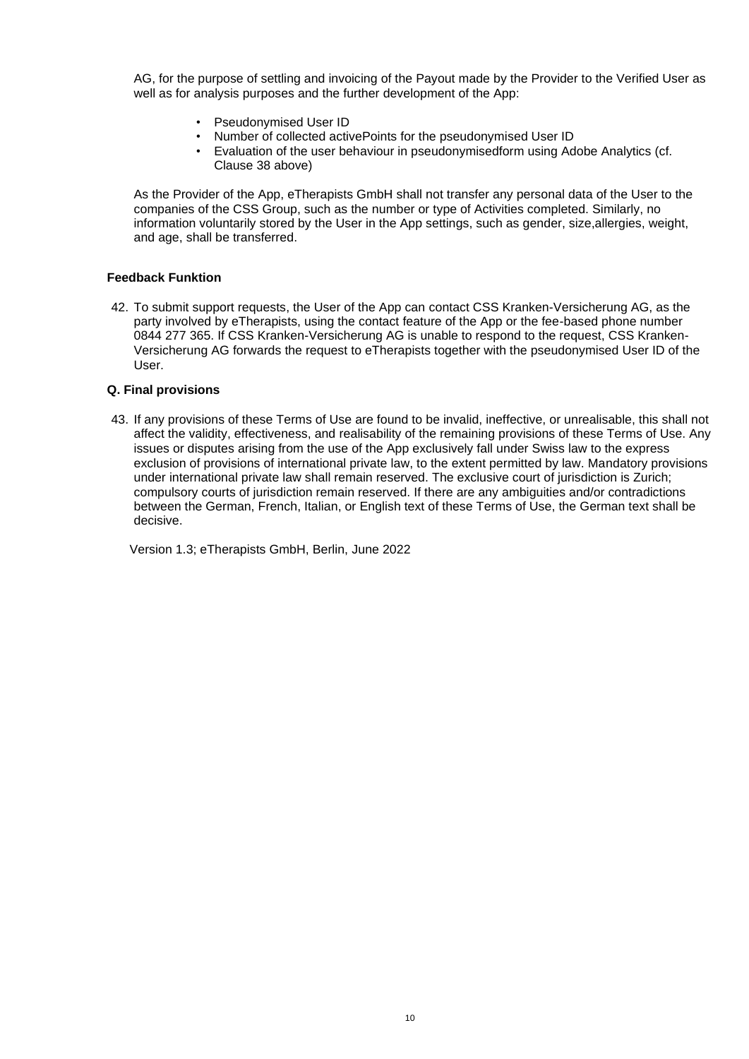AG, for the purpose of settling and invoicing of the Payout made by the Provider to the Verified User as well as for analysis purposes and the further development of the App:

- Pseudonymised User ID
- Number of collected activePoints for the pseudonymised User ID
- Evaluation of the user behaviour in pseudonymisedform using Adobe Analytics (cf. Clause 38 above)

As the Provider of the App, eTherapists GmbH shall not transfer any personal data of the User to the companies of the CSS Group, such as the number or type of Activities completed. Similarly, no information voluntarily stored by the User in the App settings, such as gender, size,allergies, weight, and age, shall be transferred.

**Feedback Funktion**

42. To submit support requests, the User of the App can contact CSS Kranken-Versicherung AG, as the party involved by eTherapists, using the contact feature of the App or the fee-based phone number 0844 277 365. If CSS Kranken-Versicherung AG is unable to respond to the request, CSS Kranken-Versicherung AG forwards the request to eTherapists together with the pseudonymised User ID of the User.

**Q. Final provisions**

43. If any provisions of these Terms of Use are found to be invalid, ineffective, or unrealisable, this shall not affect the validity, effectiveness, and realisability of the remaining provisions of these Terms of Use. Any issues or disputes arising from the use of the App exclusively fall under Swiss law to the express exclusion of provisions of international private law, to the extent permitted by law. Mandatory provisions under international private law shall remain reserved. The exclusive court of jurisdiction is Zurich; compulsory courts of jurisdiction remain reserved. If there are any ambiguities and/or contradictions between the German, French, Italian, or English text of these Terms of Use, the German text shall be decisive.

Version 1.3; eTherapists GmbH, Berlin, June 2022